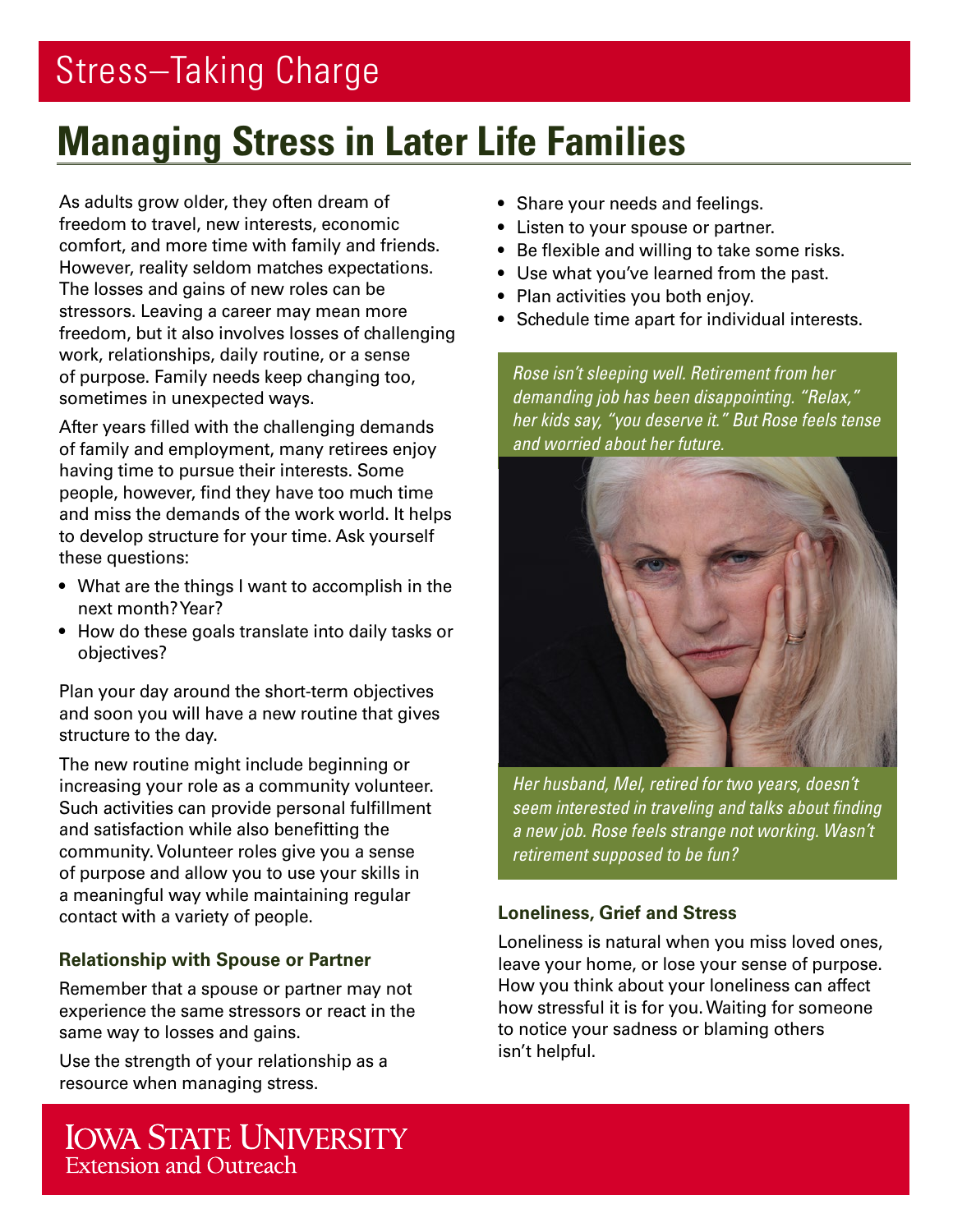Stress—Taking Charge

# Managing Stress in Later Life Families

As adults grow older, they often dream of freedom to travel, new interests, economic comfort, and more time with family and friends. However, reality seldom matches expectations. The losses and gains of new roles can be stressors. Leaving a career may mean more freedom, but it also involves losses of challenging work, relationships, daily routine, or a sense of purpose. Family needs keep changing too, sometimes in unexpected ways.

After years filled with the challenging demands of family and employment, many retirees enjoy having time to pursue their interests. Some people, however, find they have too much time and miss the demands of the work world. It helps to develop structure for your time. Ask yourself these questions:

- What are the things I want to accomplish in the next month? Year?
- How do these goals translate into daily tasks or objectives?

Plan your day around the short-term objectives and soon you will have a new routine that gives structure to the day.

The new routine might include beginning or increasing your role as a community volunteer. Such activities can provide personal fulfillment and satisfaction while also benefitting the community. Volunteer roles give you a sense of purpose and allow you to use your skills in a meaningful way while maintaining regular contact with a variety of people.

### Relationship with Spouse or Partner

Remember that a spouse or partner may not experience the same stressors or react in the same way to losses and gains.

Use the strength of your relationship as a resource when managing stress.

- Share your needs and feelings.
- Listen to your spouse or partner.
- Be flexible and willing to take some risks.
- Use what you've learned from the past.
- Plan activities you both enjoy.
- Schedule time apart for individual interests.

*Rose isn't sleeping well. Retirement from her demanding job has been disappointing. "Relax," her kids say, "you deserve it." But Rose feels tense and worried about her future.*

*Her husband, Mel, retired for two years, doesn't seem interested in traveling and talks about finding a new job. Rose feels strange not working. Wasn't retirement supposed to be fun?*

### Loneliness, Grief and Stress

Loneliness is natural when you miss loved ones, leave your home, or lose your sense of purpose. How you think about your loneliness can affect how stressful it is for you. Waiting for someone to notice your sadness or blaming others isn't helpful.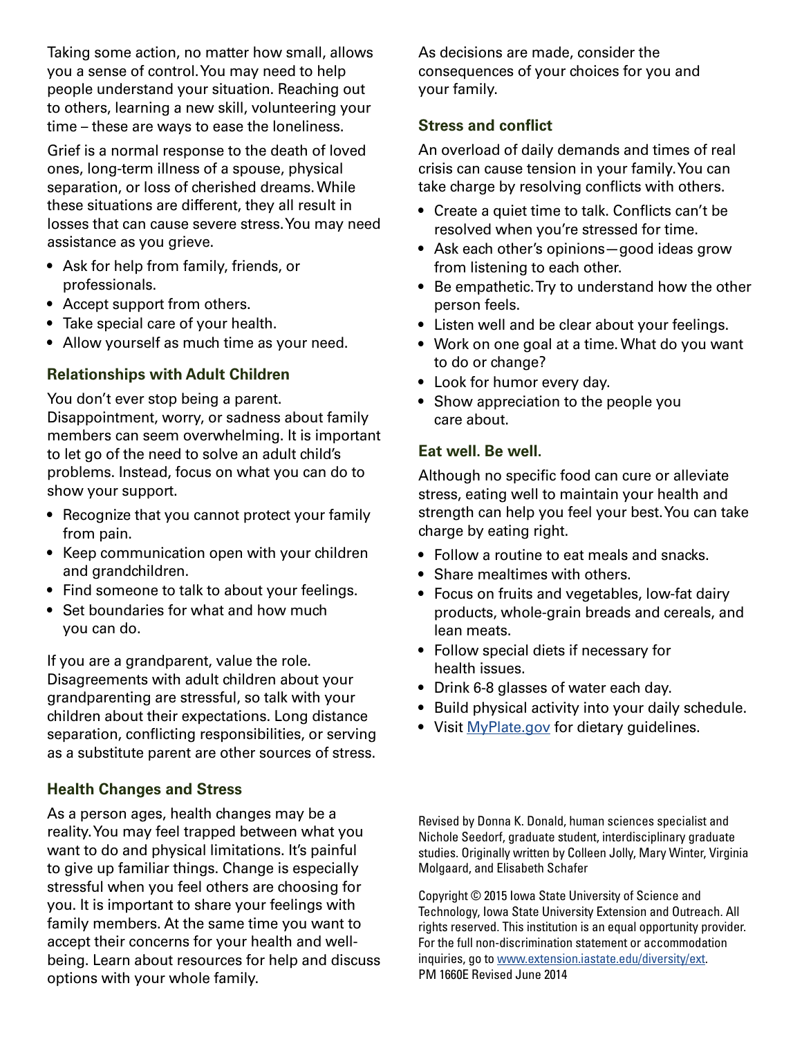Taking some action, no matter how small, allows you a sense of control. You may need to help people understand your situation. Reaching out to others, learning a new skill, volunteering your time – these are ways to ease the loneliness.

Grief is a normal response to the death of loved ones, long-term illness of a spouse, physical separation, or loss of cherished dreams. While these situations are different, they all result in losses that can cause severe stress. You may need assistance as you grieve.

- Ask for help from family, friends, or professionals.
- Accept support from others.
- Take special care of your health.
- Allow yourself as much time as your need.

### Relationships with Adult Children

You don't ever stop being a parent. Disappointment, worry, or sadness about family members can seem overwhelming. It is important to let go of the need to solve an adult child's problems. Instead, focus on what you can do to show your support.

- Recognize that you cannot protect your family from pain.
- Keep communication open with your children and grandchildren.
- Find someone to talk to about your feelings.
- Set boundaries for what and how much you can do.

If you are a grandparent, value the role. Disagreements with adult children about your grandparenting are stressful, so talk with your children about their expectations. Long distance separation, conflicting responsibilities, or serving as a substitute parent are other sources of stress.

### Health Changes and Stress

As a person ages, health changes may be a reality. You may feel trapped between what you want to do and physical limitations. It's painful to give up familiar things. Change is especially stressful when you feel others are choosing for you. It is important to share your feelings with family members. At the same time you want to accept their concerns for your health and well-being. Learn about resources for help and discuss options with your whole family.

As decisions are made, consider the consequences of your choices for you and your family.

### Stress and conflict

An overload of daily demands and times of real crisis can cause tension in your family. You can take charge by resolving conflicts with others.

- Create a quiet time to talk. Conflicts can't be resolved when you're stressed for time.
- Ask each other's opinions—good ideas grow from listening to each other.
- Be empathetic. Try to understand how the other person feels.
- Listen well and be clear about your feelings.
- Work on one goal at a time. What do you want to do or change?
- Look for humor every day.
- Show appreciation to the people you care about.

### Eat well. Be well.

Although no specific food can cure or alleviate stress, eating well to maintain your health and strength can help you feel your best. You can take charge by eating right.

- Follow a routine to eat meals and snacks.
- Share mealtimes with others.
- Focus on fruits and vegetables, low-fat dairy products, whole-grain breads and cereals, and lean meats.
- Follow special diets if necessary for health issues.
- Drink 6-8 glasses of water each day.
- Build physical activity into your daily schedule.
- Visit MyPlate.gov for dietary guidelines.

Revised by Donna K. Donald, human sciences specialist and Nichole Seedorf, graduate student, interdisciplinary graduate studies. Originally written by Colleen Jolly, Mary Winter, Virginia Molgaard, and Elisabeth Schafer

Copyright © 2015 Iowa State University of Science and Technology, Iowa State University Extension and Outreach. All rights reserved. This institution is an equal opportunity provider. For the full non-discrimination statement or accommodation inquiries, go to www.extension.iastate.edu/diversity/ext.
PM 1660E Revised June 2014